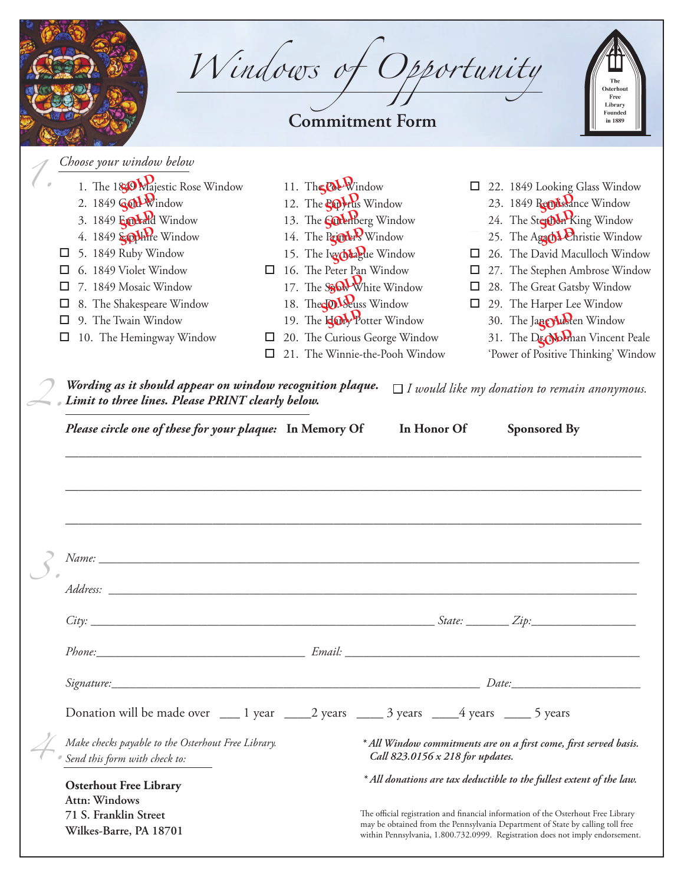# Windows of Opportunity

## Commitment Form

The Osterhout Free Library Founded in 1889

### 1. Choose your window below

1. The 1849 Majestic Rose Window — SOLD
2. 1849 Gold Window — SOLD
3. 1849 Emerald Window — SOLD
4. 1849 Sapphire Window — SOLD
5. ☐ 1849 Ruby Window
6. ☐ 1849 Violet Window
7. ☐ 1849 Mosaic Window
8. ☐ The Shakespeare Window
9. ☐ The Twain Window
10. ☐ The Hemingway Window
11. The Poe Window — SOLD
12. The Papyrus Window — SOLD
13. The Gutenberg Window — SOLD
14. The Printer's Window — SOLD
15. The Ivy League Window — SOLD
16. ☐ The Peter Pan Window
17. The Snow White Window — SOLD
18. The Dr. Seuss Window — SOLD
19. The Harry Potter Window — SOLD
20. ☐ The Curious George Window
21. ☐ The Winnie-the-Pooh Window
22. ☐ 1849 Looking Glass Window
23. 1849 Renaissance Window — SOLD
24. The Stephen King Window — SOLD
25. The Agatha Christie Window — SOLD
26. ☐ The David Maculloch Window
27. ☐ The Stephen Ambrose Window
28. ☐ The Great Gatsby Window
29. ☐ The Harper Lee Window
30. The Jane Austen Window — SOLD
31. The Dr. Norman Vincent Peale 'Power of Positive Thinking' Window — SOLD

### 2. *Wording as it should appear on window recognition plaque. Limit to three lines. Please PRINT clearly below.*

☐ *I would like my donation to remain anonymous.*

***Please circle one of these for your plaque:*** **In Memory Of** **In Honor Of** **Sponsored By**

\_\_\_\_\_\_\_\_\_\_\_\_\_\_\_\_\_\_\_\_\_\_\_\_\_\_\_\_\_\_\_\_\_\_\_\_\_\_\_\_\_\_\_\_\_\_\_\_\_\_\_\_\_\_\_\_\_\_\_\_\_\_\_\_

\_\_\_\_\_\_\_\_\_\_\_\_\_\_\_\_\_\_\_\_\_\_\_\_\_\_\_\_\_\_\_\_\_\_\_\_\_\_\_\_\_\_\_\_\_\_\_\_\_\_\_\_\_\_\_\_\_\_\_\_\_\_\_\_

\_\_\_\_\_\_\_\_\_\_\_\_\_\_\_\_\_\_\_\_\_\_\_\_\_\_\_\_\_\_\_\_\_\_\_\_\_\_\_\_\_\_\_\_\_\_\_\_\_\_\_\_\_\_\_\_\_\_\_\_\_\_\_\_

### 3.

*Name:* \_\_\_\_\_\_\_\_\_\_\_\_\_\_\_\_\_\_\_\_\_\_\_\_\_\_\_\_\_\_\_\_\_\_\_\_\_\_\_\_\_\_\_\_\_\_\_\_\_\_\_\_

*Address:* \_\_\_\_\_\_\_\_\_\_\_\_\_\_\_\_\_\_\_\_\_\_\_\_\_\_\_\_\_\_\_\_\_\_\_\_\_\_\_\_\_\_\_\_\_\_\_\_\_\_

*City:* \_\_\_\_\_\_\_\_\_\_\_\_\_\_\_\_\_\_\_\_\_\_\_\_\_\_\_\_ *State:* \_\_\_\_\_\_\_ *Zip:* \_\_\_\_\_\_\_\_\_\_\_\_

*Phone:* \_\_\_\_\_\_\_\_\_\_\_\_\_\_\_\_\_\_\_\_\_\_\_\_ *Email:* \_\_\_\_\_\_\_\_\_\_\_\_\_\_\_\_\_\_\_\_\_\_\_\_\_\_

*Signature:* \_\_\_\_\_\_\_\_\_\_\_\_\_\_\_\_\_\_\_\_\_\_\_\_\_\_\_\_\_\_\_\_\_\_ *Date:* \_\_\_\_\_\_\_\_\_\_\_\_\_\_

Donation will be made over \_\_\_ 1 year \_\_\_\_2 years \_\_\_\_ 3 years \_\_\_\_4 years \_\_\_\_ 5 years

### 4.

*Make checks payable to the Osterhout Free Library. Send this form with check to:*

**Osterhout Free Library**
**Attn: Windows**
**71 S. Franklin Street**
**Wilkes-Barre, PA 18701**

***\* All Window commitments are on a first come, first served basis. Call 823.0156 x 218 for updates.***

***\* All donations are tax deductible to the fullest extent of the law.***

The official registration and financial information of the Osterhout Free Library may be obtained from the Pennsylvania Department of State by calling toll free within Pennsylvania, 1.800.732.0999. Registration does not imply endorsement.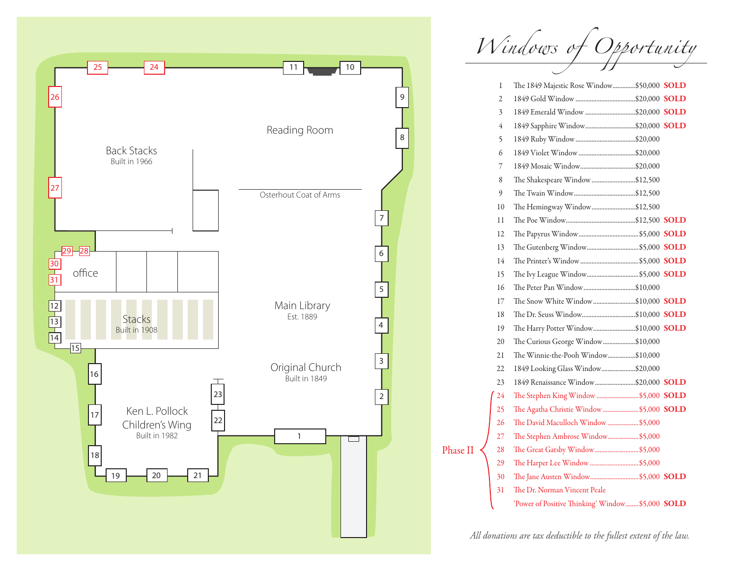# Windows of Opportunity

Reading Room

Back Stacks
Built in 1966

Osterhout Coat of Arms

office

Stacks
Built in 1908

Main Library
Est. 1889

Original Church
Built in 1849

Ken L. Pollock
Children's Wing
Built in 1982

| | | | |
|---|---|---|---|
| 1 | The 1849 Majestic Rose Window | $50,000 | **SOLD** |
| 2 | 1849 Gold Window | $20,000 | **SOLD** |
| 3 | 1849 Emerald Window | $20,000 | **SOLD** |
| 4 | 1849 Sapphire Window | $20,000 | **SOLD** |
| 5 | 1849 Ruby Window | $20,000 | |
| 6 | 1849 Violet Window | $20,000 | |
| 7 | 1849 Mosaic Window | $20,000 | |
| 8 | The Shakespeare Window | $12,500 | |
| 9 | The Twain Window | $12,500 | |
| 10 | The Hemingway Window | $12,500 | |
| 11 | The Poe Window | $12,500 | **SOLD** |
| 12 | The Papyrus Window | $5,000 | **SOLD** |
| 13 | The Gutenberg Window | $5,000 | **SOLD** |
| 14 | The Printer's Window | $5,000 | **SOLD** |
| 15 | The Ivy League Window | $5,000 | **SOLD** |
| 16 | The Peter Pan Window | $10,000 | |
| 17 | The Snow White Window | $10,000 | **SOLD** |
| 18 | The Dr. Seuss Window | $10,000 | **SOLD** |
| 19 | The Harry Potter Window | $10,000 | **SOLD** |
| 20 | The Curious George Window | $10,000 | |
| 21 | The Winnie-the-Pooh Window | $10,000 | |
| 22 | 1849 Looking Glass Window | $20,000 | |
| 23 | 1849 Renaissance Window | $20,000 | **SOLD** |

**Phase II**

| | | | |
|---|---|---|---|
| 24 | The Stephen King Window | $5,000 | **SOLD** |
| 25 | The Agatha Christie Window | $5,000 | **SOLD** |
| 26 | The David Macculloch Window | $5,000 | |
| 27 | The Stephen Ambrose Window | $5,000 | |
| 28 | The Great Gatsby Window | $5,000 | |
| 29 | The Harper Lee Window | $5,000 | |
| 30 | The Jane Austen Window | $5,000 | **SOLD** |
| 31 | The Dr. Norman Vincent Peale 'Power of Positive Thinking' Window | $5,000 | **SOLD** |

*All donations are tax deductible to the fullest extent of the law.*